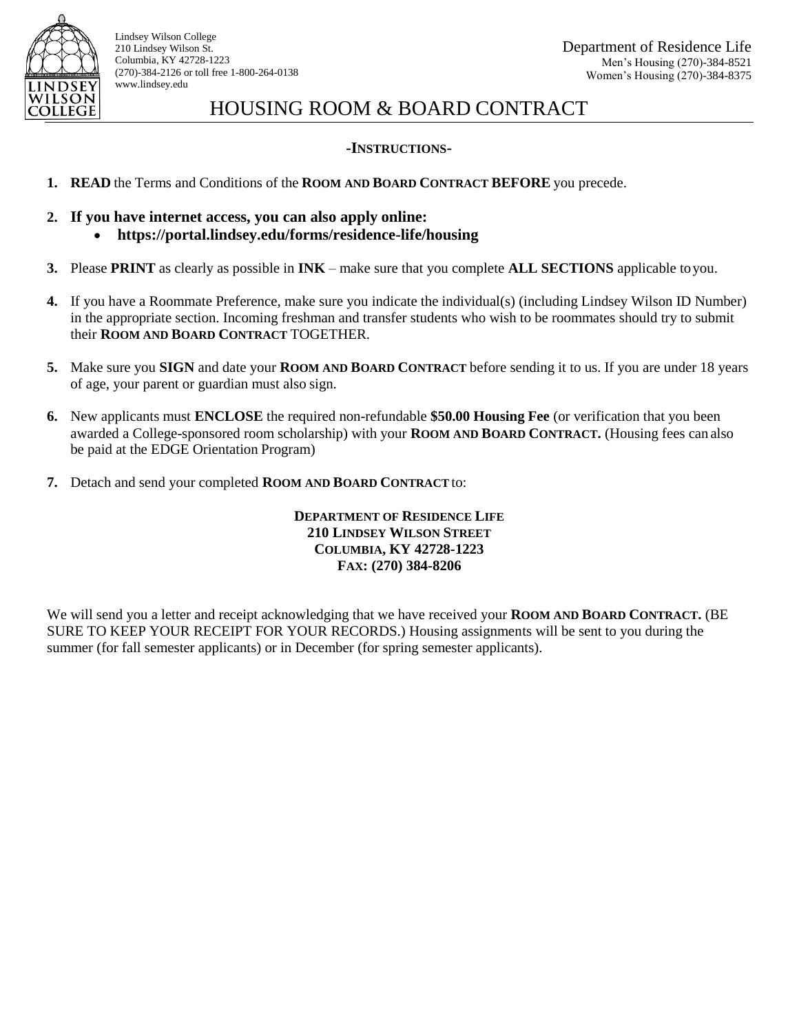Lindsey Wilson College
210 Lindsey Wilson St.
Columbia, KY 42728-1223
(270)-384-2126 or toll free 1-800-264-0138
www.lindsey.edu

Department of Residence Life
Men's Housing (270)-384-8521
Women's Housing (270)-384-8375

# HOUSING ROOM & BOARD CONTRACT

## -INSTRUCTIONS-

1. **READ** the Terms and Conditions of the **ROOM AND BOARD CONTRACT BEFORE** you precede.
2. **If you have internet access, you can also apply online:**
   - **https://portal.lindsey.edu/forms/residence-life/housing**
3. Please **PRINT** as clearly as possible in **INK** – make sure that you complete **ALL SECTIONS** applicable to you.
4. If you have a Roommate Preference, make sure you indicate the individual(s) (including Lindsey Wilson ID Number) in the appropriate section. Incoming freshman and transfer students who wish to be roommates should try to submit their **ROOM AND BOARD CONTRACT** TOGETHER.
5. Make sure you **SIGN** and date your **ROOM AND BOARD CONTRACT** before sending it to us. If you are under 18 years of age, your parent or guardian must also sign.
6. New applicants must **ENCLOSE** the required non-refundable **$50.00 Housing Fee** (or verification that you been awarded a College-sponsored room scholarship) with your **ROOM AND BOARD CONTRACT.** (Housing fees can also be paid at the EDGE Orientation Program)
7. Detach and send your completed **ROOM AND BOARD CONTRACT** to:

**DEPARTMENT OF RESIDENCE LIFE**
**210 LINDSEY WILSON STREET**
**COLUMBIA, KY 42728-1223**
**FAX: (270) 384-8206**

We will send you a letter and receipt acknowledging that we have received your **ROOM AND BOARD CONTRACT.** (BE SURE TO KEEP YOUR RECEIPT FOR YOUR RECORDS.) Housing assignments will be sent to you during the summer (for fall semester applicants) or in December (for spring semester applicants).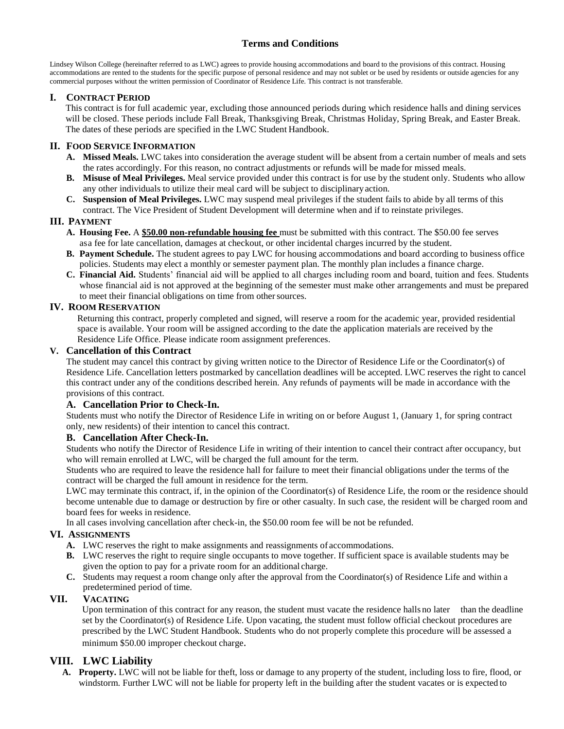# Terms and Conditions

Lindsey Wilson College (hereinafter referred to as LWC) agrees to provide housing accommodations and board to the provisions of this contract. Housing accommodations are rented to the students for the specific purpose of personal residence and may not sublet or be used by residents or outside agencies for any commercial purposes without the written permission of Coordinator of Residence Life. This contract is not transferable.

## I. CONTRACT PERIOD

This contract is for full academic year, excluding those announced periods during which residence halls and dining services will be closed. These periods include Fall Break, Thanksgiving Break, Christmas Holiday, Spring Break, and Easter Break. The dates of these periods are specified in the LWC Student Handbook.

## II. FOOD SERVICE INFORMATION

- **A. Missed Meals.** LWC takes into consideration the average student will be absent from a certain number of meals and sets the rates accordingly. For this reason, no contract adjustments or refunds will be made for missed meals.
- **B. Misuse of Meal Privileges.** Meal service provided under this contract is for use by the student only. Students who allow any other individuals to utilize their meal card will be subject to disciplinary action.
- **C. Suspension of Meal Privileges.** LWC may suspend meal privileges if the student fails to abide by all terms of this contract. The Vice President of Student Development will determine when and if to reinstate privileges.

## III. PAYMENT

- **A. Housing Fee.** A **$50.00 non-refundable housing fee** must be submitted with this contract. The $50.00 fee serves asa fee for late cancellation, damages at checkout, or other incidental charges incurred by the student.
- **B. Payment Schedule.** The student agrees to pay LWC for housing accommodations and board according to business office policies. Students may elect a monthly or semester payment plan. The monthly plan includes a finance charge.
- **C. Financial Aid.** Students' financial aid will be applied to all charges including room and board, tuition and fees. Students whose financial aid is not approved at the beginning of the semester must make other arrangements and must be prepared to meet their financial obligations on time from other sources.

## IV. ROOM RESERVATION

Returning this contract, properly completed and signed, will reserve a room for the academic year, provided residential space is available. Your room will be assigned according to the date the application materials are received by the Residence Life Office. Please indicate room assignment preferences.

## V. Cancellation of this Contract

The student may cancel this contract by giving written notice to the Director of Residence Life or the Coordinator(s) of Residence Life. Cancellation letters postmarked by cancellation deadlines will be accepted. LWC reserves the right to cancel this contract under any of the conditions described herein. Any refunds of payments will be made in accordance with the provisions of this contract.

### A. Cancellation Prior to Check-In.

Students must who notify the Director of Residence Life in writing on or before August 1, (January 1, for spring contract only, new residents) of their intention to cancel this contract.

### B. Cancellation After Check-In.

Students who notify the Director of Residence Life in writing of their intention to cancel their contract after occupancy, but who will remain enrolled at LWC, will be charged the full amount for the term.

Students who are required to leave the residence hall for failure to meet their financial obligations under the terms of the contract will be charged the full amount in residence for the term.

LWC may terminate this contract, if, in the opinion of the Coordinator(s) of Residence Life, the room or the residence should become untenable due to damage or destruction by fire or other casualty. In such case, the resident will be charged room and board fees for weeks in residence.

In all cases involving cancellation after check-in, the $50.00 room fee will be not be refunded.

## VI. ASSIGNMENTS

- **A.** LWC reserves the right to make assignments and reassignments of accommodations.
- **B.** LWC reserves the right to require single occupants to move together. If sufficient space is available students may be given the option to pay for a private room for an additional charge.
- **C.** Students may request a room change only after the approval from the Coordinator(s) of Residence Life and within a predetermined period of time.

## VII. VACATING

Upon termination of this contract for any reason, the student must vacate the residence halls no later than the deadline set by the Coordinator(s) of Residence Life. Upon vacating, the student must follow official checkout procedures are prescribed by the LWC Student Handbook. Students who do not properly complete this procedure will be assessed a minimum $50.00 improper checkout charge.

## VIII. LWC Liability

- **A. Property.** LWC will not be liable for theft, loss or damage to any property of the student, including loss to fire, flood, or windstorm. Further LWC will not be liable for property left in the building after the student vacates or is expected to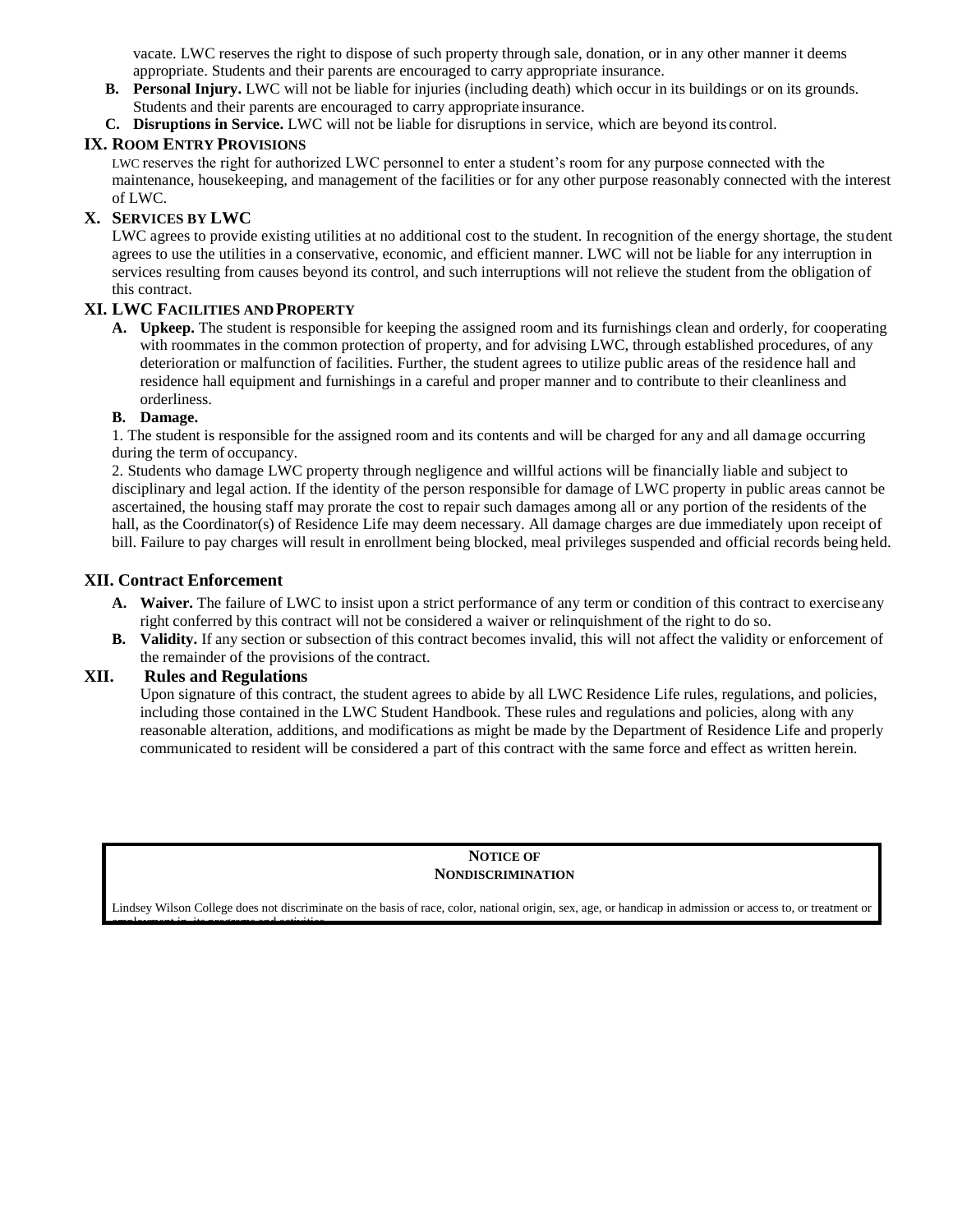vacate. LWC reserves the right to dispose of such property through sale, donation, or in any other manner it deems appropriate. Students and their parents are encouraged to carry appropriate insurance.

**B. Personal Injury.** LWC will not be liable for injuries (including death) which occur in its buildings or on its grounds. Students and their parents are encouraged to carry appropriate insurance.

**C. Disruptions in Service.** LWC will not be liable for disruptions in service, which are beyond its control.

## IX. ROOM ENTRY PROVISIONS

LWC reserves the right for authorized LWC personnel to enter a student's room for any purpose connected with the maintenance, housekeeping, and management of the facilities or for any other purpose reasonably connected with the interest of LWC.

## X. SERVICES BY LWC

LWC agrees to provide existing utilities at no additional cost to the student. In recognition of the energy shortage, the student agrees to use the utilities in a conservative, economic, and efficient manner. LWC will not be liable for any interruption in services resulting from causes beyond its control, and such interruptions will not relieve the student from the obligation of this contract.

## XI. LWC FACILITIES AND PROPERTY

**A. Upkeep.** The student is responsible for keeping the assigned room and its furnishings clean and orderly, for cooperating with roommates in the common protection of property, and for advising LWC, through established procedures, of any deterioration or malfunction of facilities. Further, the student agrees to utilize public areas of the residence hall and residence hall equipment and furnishings in a careful and proper manner and to contribute to their cleanliness and orderliness.

**B. Damage.**

1. The student is responsible for the assigned room and its contents and will be charged for any and all damage occurring during the term of occupancy.

2. Students who damage LWC property through negligence and willful actions will be financially liable and subject to disciplinary and legal action. If the identity of the person responsible for damage of LWC property in public areas cannot be ascertained, the housing staff may prorate the cost to repair such damages among all or any portion of the residents of the hall, as the Coordinator(s) of Residence Life may deem necessary. All damage charges are due immediately upon receipt of bill. Failure to pay charges will result in enrollment being blocked, meal privileges suspended and official records being held.

## XII. Contract Enforcement

**A. Waiver.** The failure of LWC to insist upon a strict performance of any term or condition of this contract to exercise any right conferred by this contract will not be considered a waiver or relinquishment of the right to do so.

**B. Validity.** If any section or subsection of this contract becomes invalid, this will not affect the validity or enforcement of the remainder of the provisions of the contract.

## XII. Rules and Regulations

Upon signature of this contract, the student agrees to abide by all LWC Residence Life rules, regulations, and policies, including those contained in the LWC Student Handbook. These rules and regulations and policies, along with any reasonable alteration, additions, and modifications as might be made by the Department of Residence Life and properly communicated to resident will be considered a part of this contract with the same force and effect as written herein.

**NOTICE OF NONDISCRIMINATION**

Lindsey Wilson College does not discriminate on the basis of race, color, national origin, sex, age, or handicap in admission or access to, or treatment or employment in, its programs and activities.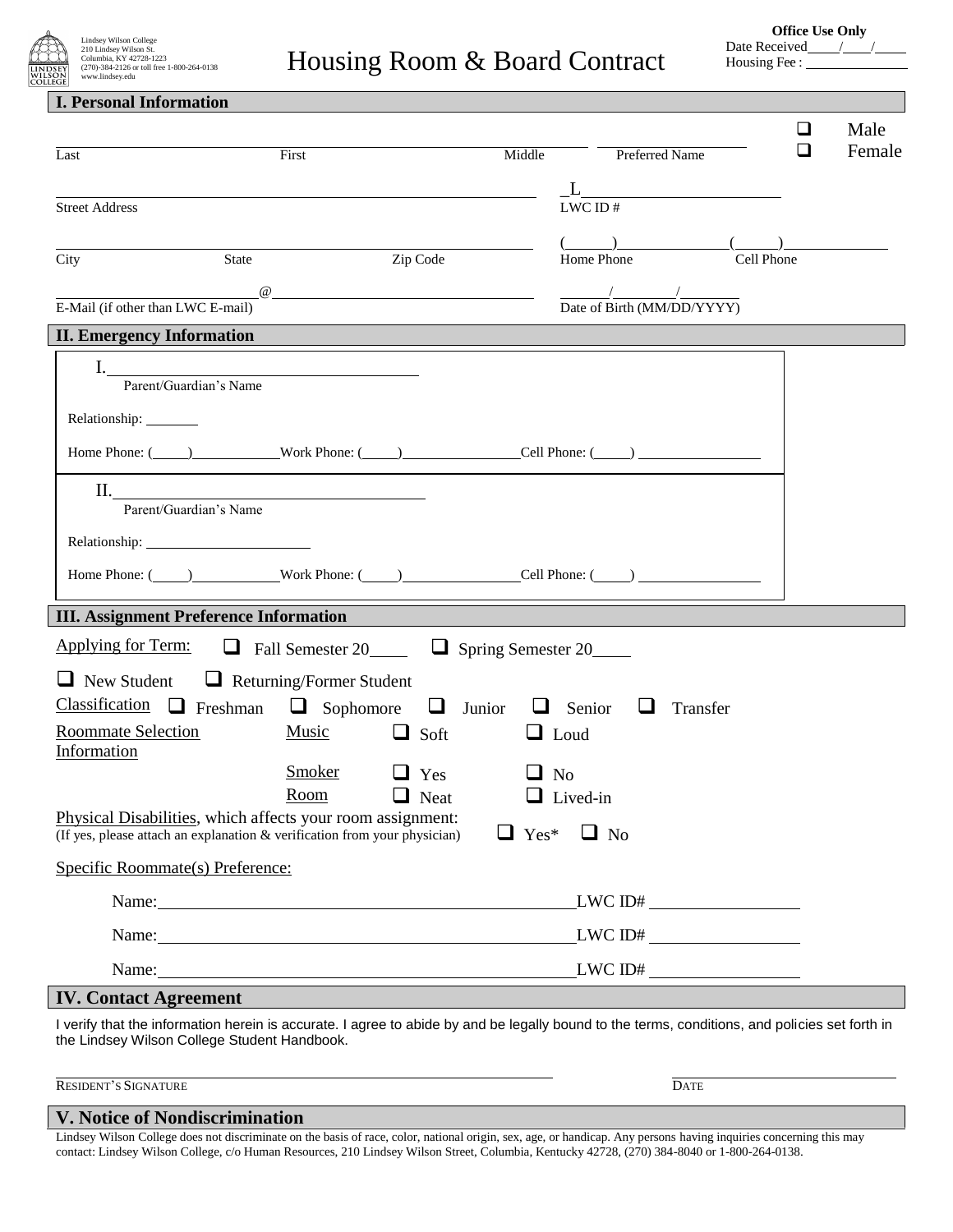Lindsey Wilson College
210 Lindsey Wilson St.
Columbia, KY 42728-1223
(270)-384-2126 or toll free 1-800-264-0138
www.lindsey.edu

# Housing Room & Board Contract

**Office Use Only**
Date Received____/____/____
Housing Fee : ______________

## I. Personal Information

Last ______ First ______ Middle ______ Preferred Name ______ ❑ Male ❑ Female

Street Address ______ LWC ID # _L______

City ______ State ______ Zip Code ______ Home Phone (______)______ Cell Phone (______)______

E-Mail (if other than LWC E-mail) ______@______ Date of Birth (MM/DD/YYYY) ______/______/______

## II. Emergency Information

I. ______
Parent/Guardian's Name

Relationship: ______

Home Phone: (_____)______ Work Phone: (_____)______ Cell Phone: (_____)______

II. ______
Parent/Guardian's Name

Relationship: ______

Home Phone: (_____)______ Work Phone: (_____)______ Cell Phone: (_____)______

## III. Assignment Preference Information

Applying for Term: ❑ Fall Semester 20____ ❑ Spring Semester 20____

❑ New Student ❑ Returning/Former Student

Classification ❑ Freshman ❑ Sophomore ❑ Junior ❑ Senior ❑ Transfer

Roommate Selection Information
- Music ❑ Soft ❑ Loud
- Smoker ❑ Yes ❑ No
- Room ❑ Neat ❑ Lived-in

Physical Disabilities, which affects your room assignment:
(If yes, please attach an explanation & verification from your physician) ❑ Yes* ❑ No

Specific Roommate(s) Preference:

Name: ______ LWC ID# ______

Name: ______ LWC ID# ______

Name: ______ LWC ID# ______

## IV. Contact Agreement

I verify that the information herein is accurate. I agree to abide by and be legally bound to the terms, conditions, and policies set forth in the Lindsey Wilson College Student Handbook.

RESIDENT'S SIGNATURE ______ DATE ______

## V. Notice of Nondiscrimination

Lindsey Wilson College does not discriminate on the basis of race, color, national origin, sex, age, or handicap. Any persons having inquiries concerning this may contact: Lindsey Wilson College, c/o Human Resources, 210 Lindsey Wilson Street, Columbia, Kentucky 42728, (270) 384-8040 or 1-800-264-0138.